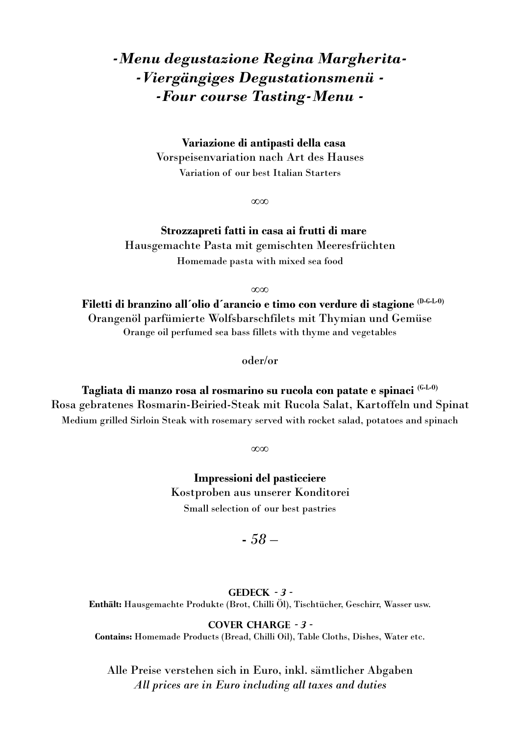# *-Menu degustazione Regina Margherita-*
# *-Viergängiges Degustationsmenü -*
# *-Four course Tasting-Menu -*

**Variazione di antipasti della casa**
Vorspeisenvariation nach Art des Hauses
Variation of our best Italian Starters

∞∞

**Strozzapreti fatti in casa ai frutti di mare**
Hausgemachte Pasta mit gemischten Meeresfrüchten
Homemade pasta with mixed sea food

∞∞

**Filetti di branzino all´olio d´arancio e timo con verdure di stagione** (D-G-L-O)
Orangenöl parfümierte Wolfsbarschfilets mit Thymian und Gemüse
Orange oil perfumed sea bass fillets with thyme and vegetables

oder/or

**Tagliata di manzo rosa al rosmarino su rucola con patate e spinaci** (G-L-O)
Rosa gebratenes Rosmarin-Beiried-Steak mit Rucola Salat, Kartoffeln und Spinat
Medium grilled Sirloin Steak with rosemary served with rocket salad, potatoes and spinach

∞∞

**Impressioni del pasticciere**
Kostproben aus unserer Konditorei
Small selection of our best pastries

*- 58 –*

**GEDECK** *- 3 -*
**Enthält:** Hausgemachte Produkte (Brot, Chilli Öl), Tischtücher, Geschirr, Wasser usw.

**COVER CHARGE** *- 3 -*
**Contains:** Homemade Products (Bread, Chilli Oil), Table Cloths, Dishes, Water etc.

Alle Preise verstehen sich in Euro, inkl. sämtlicher Abgaben
*All prices are in Euro including all taxes and duties*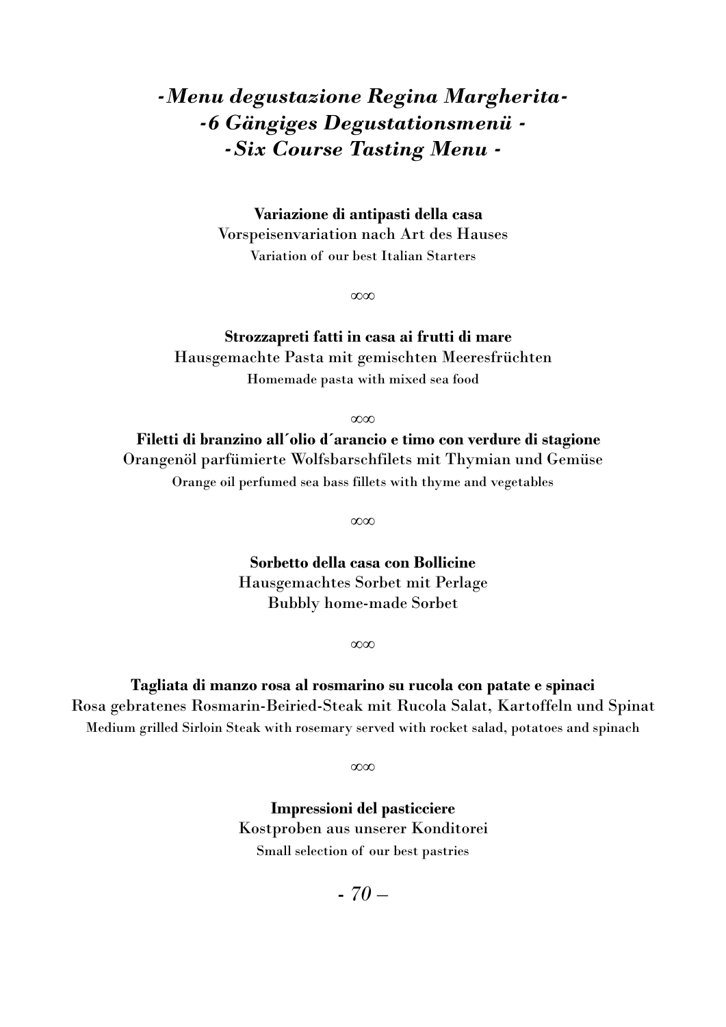## *-Menu degustazione Regina Margherita-*
## *-6 Gängiges Degustationsmenü -*
## *-Six Course Tasting Menu -*

**Variazione di antipasti della casa**
Vorspeisenvariation nach Art des Hauses
Variation of our best Italian Starters

∞∞

**Strozzapreti fatti in casa ai frutti di mare**
Hausgemachte Pasta mit gemischten Meeresfrüchten
Homemade pasta with mixed sea food

∞∞

**Filetti di branzino all´olio d´arancio e timo con verdure di stagione**
Orangenöl parfümierte Wolfsbarschfilets mit Thymian und Gemüse
Orange oil perfumed sea bass fillets with thyme and vegetables

∞∞

**Sorbetto della casa con Bollicine**
Hausgemachtes Sorbet mit Perlage
Bubbly home-made Sorbet

∞∞

**Tagliata di manzo rosa al rosmarino su rucola con patate e spinaci**
Rosa gebratenes Rosmarin-Beiried-Steak mit Rucola Salat, Kartoffeln und Spinat
Medium grilled Sirloin Steak with rosemary served with rocket salad, potatoes and spinach

∞∞

**Impressioni del pasticciere**
Kostproben aus unserer Konditorei
Small selection of our best pastries

*- 70 –*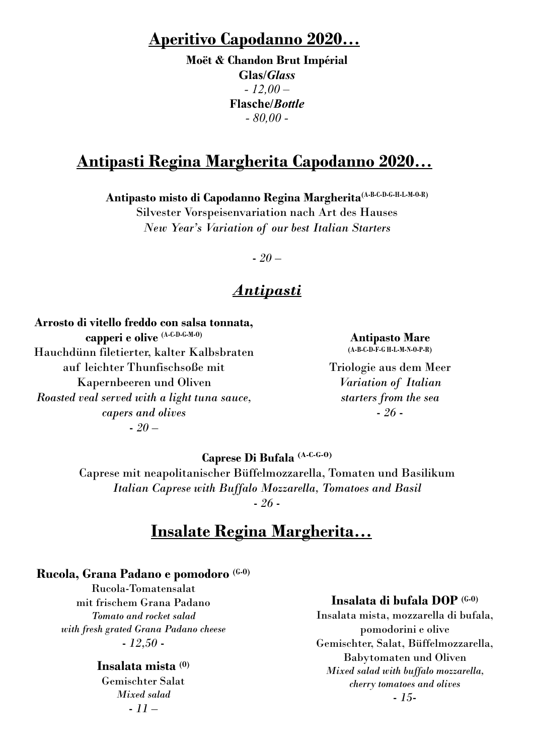## Aperitivo Capodanno 2020…

**Moët & Chandon Brut Impérial**
**Glas/*Glass***
*- 12,00 –*
**Flasche/*Bottle***
*- 80,00 -*

## Antipasti Regina Margherita Capodanno 2020…

**Antipasto misto di Capodanno Regina Margherita** (A-B-C-D-G-H-L-M-O-R)
Silvester Vorspeisenvariation nach Art des Hauses
*New Year's Variation of our best Italian Starters*

*- 20 –*

## *Antipasti*

**Arrosto di vitello freddo con salsa tonnata, capperi e olive** (A-C-D-G-M-O)
Hauchdünn filetierter, kalter Kalbsbraten auf leichter Thunfischsoße mit Kapernbeeren und Oliven
*Roasted veal served with a light tuna sauce, capers and olives*
*- 20 –*

**Antipasto Mare**
(A-B-C-D-F-G H-L-M-N-O-P-R)
Triologie aus dem Meer
*Variation of Italian starters from the sea*
*- 26 -*

**Caprese Di Bufala** (A-C-G-O)
Caprese mit neapolitanischer Büffelmozzarella, Tomaten und Basilikum
*Italian Caprese with Buffalo Mozzarella, Tomatoes and Basil*
*- 26 -*

## Insalate Regina Margherita…

**Rucola, Grana Padano e pomodoro** (G-O)
Rucola-Tomatensalat mit frischem Grana Padano
*Tomato and rocket salad with fresh grated Grana Padano cheese*
*- 12,50 -*

**Insalata mista** (0)
Gemischter Salat
*Mixed salad*
*- 11 –*

**Insalata di bufala DOP** (G-O)
Insalata mista, mozzarella di bufala, pomodorini e olive
Gemischter, Salat, Büffelmozzarella, Babytomaten und Oliven
*Mixed salad with buffalo mozzarella, cherry tomatoes and olives*
*- 15-*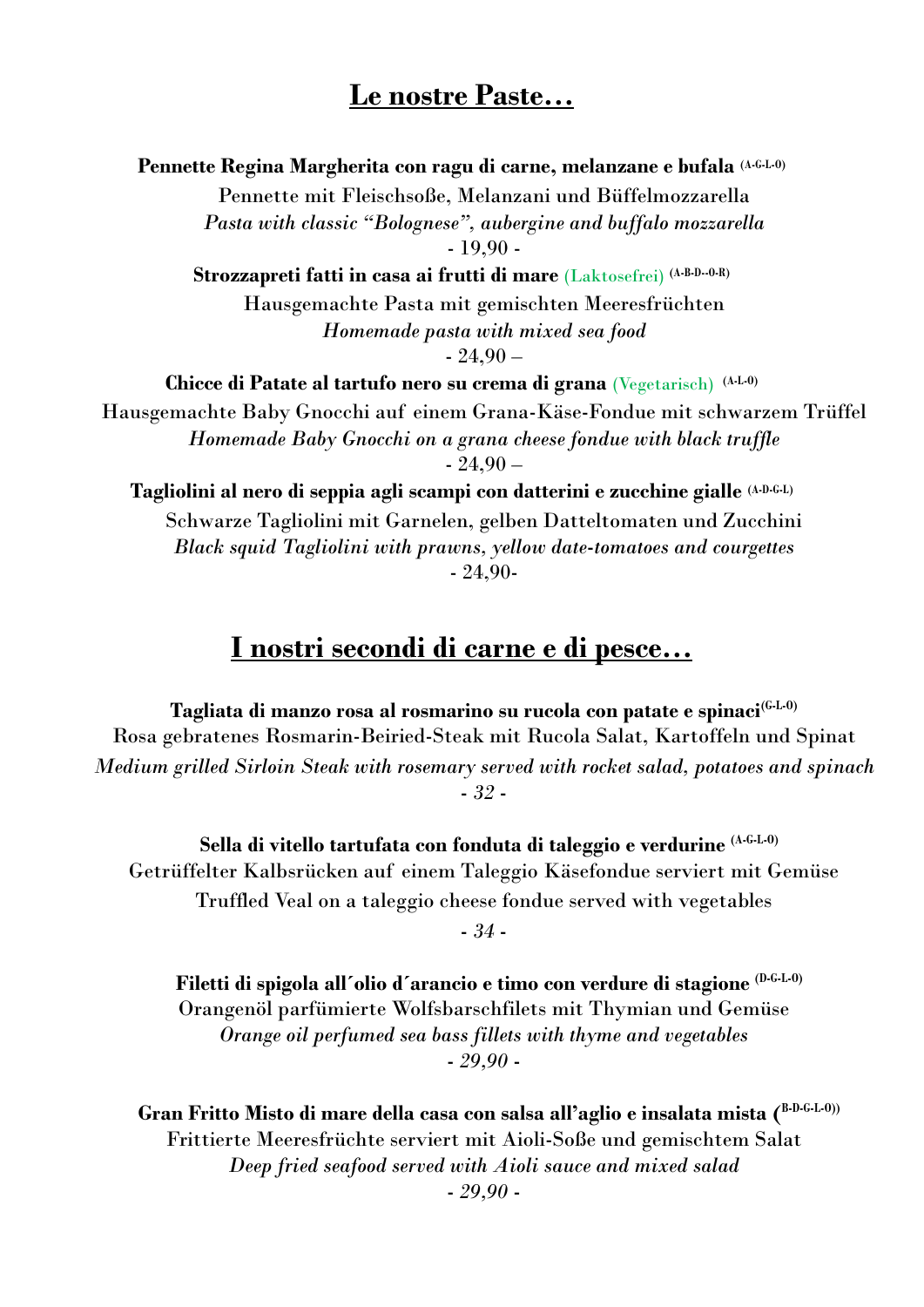## Le nostre Paste…

**Pennette Regina Margherita con ragu di carne, melanzane e bufala** (A-G-L-0)

Pennette mit Fleischsoße, Melanzani und Büffelmozzarella

*Pasta with classic "Bolognese", aubergine and buffalo mozzarella*

- 19,90 -

**Strozzapreti fatti in casa ai frutti di mare** (Laktosefrei) (A-B-D--0-R)

Hausgemachte Pasta mit gemischten Meeresfrüchten

*Homemade pasta with mixed sea food*

- 24,90 –

**Chicce di Patate al tartufo nero su crema di grana** (Vegetarisch) (A-L-0)

Hausgemachte Baby Gnocchi auf einem Grana-Käse-Fondue mit schwarzem Trüffel

*Homemade Baby Gnocchi on a grana cheese fondue with black truffle*

- 24,90 –

**Tagliolini al nero di seppia agli scampi con datterini e zucchine gialle** (A-D-G-L)

Schwarze Tagliolini mit Garnelen, gelben Datteltomaten und Zucchini

*Black squid Tagliolini with prawns, yellow date-tomatoes and courgettes*

- 24,90-

## I nostri secondi di carne e di pesce…

**Tagliata di manzo rosa al rosmarino su rucola con patate e spinaci** (G-L-0)

Rosa gebratenes Rosmarin-Beiried-Steak mit Rucola Salat, Kartoffeln und Spinat

*Medium grilled Sirloin Steak with rosemary served with rocket salad, potatoes and spinach*

*- 32 -*

**Sella di vitello tartufata con fonduta di taleggio e verdurine** (A-G-L-0)

Getrüffelter Kalbsrücken auf einem Taleggio Käsefondue serviert mit Gemüse

Truffled Veal on a taleggio cheese fondue served with vegetables

*- 34 -*

**Filetti di spigola all´olio d´arancio e timo con verdure di stagione** (D-G-L-0)

Orangenöl parfümierte Wolfsbarschfilets mit Thymian und Gemüse

*Orange oil perfumed sea bass fillets with thyme and vegetables*

*- 29,90 -*

**Gran Fritto Misto di mare della casa con salsa all'aglio e insalata mista** ((B-D-G-L-0))

Frittierte Meeresfrüchte serviert mit Aioli-Soße und gemischtem Salat

*Deep fried seafood served with Aioli sauce and mixed salad*

*- 29,90 -*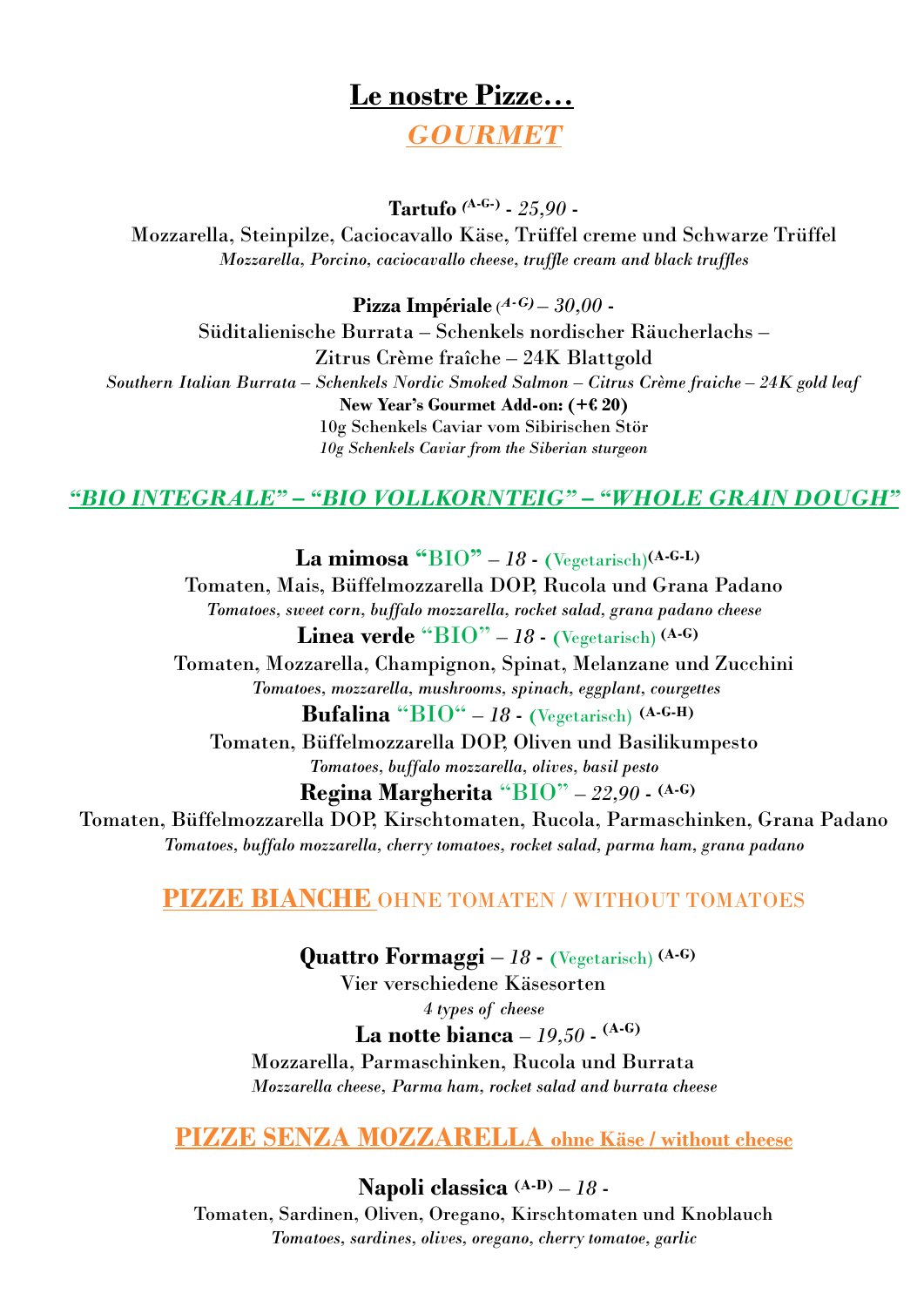# Le nostre Pizze…

## *GOURMET*

**Tartufo** (A-G-) - *25,90* -

Mozzarella, Steinpilze, Caciocavallo Käse, Trüffel creme und Schwarze Trüffel

*Mozzarella, Porcino, caciocavallo cheese, truffle cream and black truffles*

**Pizza Impériale** (*A-G)* – *30,00* -

Süditalienische Burrata – Schenkels nordischer Räucherlachs –

Zitrus Crème fraîche – 24K Blattgold

*Southern Italian Burrata – Schenkels Nordic Smoked Salmon – Citrus Crème fraiche – 24K gold leaf*

**New Year's Gourmet Add-on: (+€ 20)**

10g Schenkels Caviar vom Sibirischen Stör

*10g Schenkels Caviar from the Siberian sturgeon*

## *"BIO INTEGRALE" – "BIO VOLLKORNTEIG" – "WHOLE GRAIN DOUGH"*

**La mimosa** "BIO" – *18* - (Vegetarisch)**(A-G-L)**

Tomaten, Mais, Büffelmozzarella DOP, Rucola und Grana Padano

*Tomatoes, sweet corn, buffalo mozzarella, rocket salad, grana padano cheese*

**Linea verde** "BIO" – *18* - (Vegetarisch) **(A-G)**

Tomaten, Mozzarella, Champignon, Spinat, Melanzane und Zucchini

*Tomatoes, mozzarella, mushrooms, spinach, eggplant, courgettes*

**Bufalina** "BIO" – *18* - (Vegetarisch) **(A-G-H)**

Tomaten, Büffelmozzarella DOP, Oliven und Basilikumpesto

*Tomatoes, buffalo mozzarella, olives, basil pesto*

**Regina Margherita** "BIO" – *22,90* - **(A-G)**

Tomaten, Büffelmozzarella DOP, Kirschtomaten, Rucola, Parmaschinken, Grana Padano

*Tomatoes, buffalo mozzarella, cherry tomatoes, rocket salad, parma ham, grana padano*

## PIZZE BIANCHE OHNE TOMATEN / WITHOUT TOMATOES

**Quattro Formaggi** – *18* - (Vegetarisch) **(A-G)**

Vier verschiedene Käsesorten

*4 types of cheese*

**La notte bianca** – *19,50* - **(A-G)**

Mozzarella, Parmaschinken, Rucola und Burrata

*Mozzarella cheese, Parma ham, rocket salad and burrata cheese*

## PIZZE SENZA MOZZARELLA ohne Käse / without cheese

**Napoli classica** **(A-D)** – *18* -

Tomaten, Sardinen, Oliven, Oregano, Kirschtomaten und Knoblauch

*Tomatoes, sardines, olives, oregano, cherry tomatoe, garlic*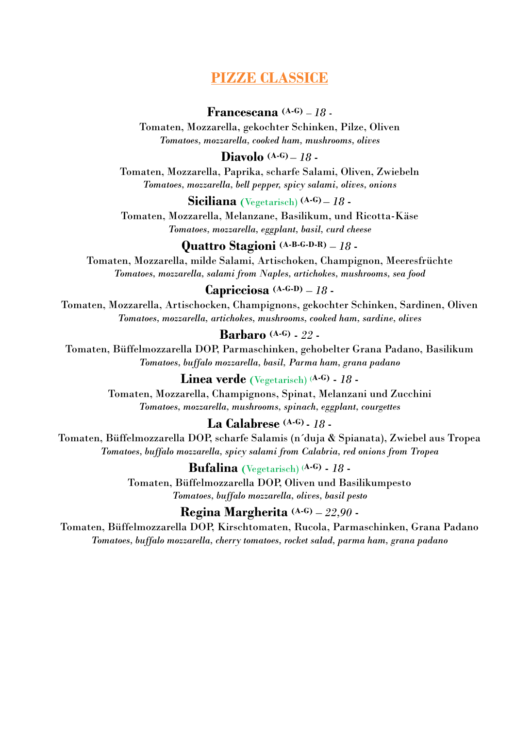# PIZZE CLASSICE

**Francescana** (A-G) – *18 -*

Tomaten, Mozzarella, gekochter Schinken, Pilze, Oliven

*Tomatoes, mozzarella, cooked ham, mushrooms, olives*

**Diavolo** (A-G) – *18 -*

Tomaten, Mozzarella, Paprika, scharfe Salami, Oliven, Zwiebeln

*Tomatoes, mozzarella, bell pepper, spicy salami, olives, onions*

**Siciliana** (Vegetarisch) (A-G) – *18 -*

Tomaten, Mozzarella, Melanzane, Basilikum, und Ricotta-Käse

*Tomatoes, mozzarella, eggplant, basil, curd cheese*

**Quattro Stagioni** (A-B-G-D-R) – *18 -*

Tomaten, Mozzarella, milde Salami, Artischoken, Champignon, Meeresfrüchte

*Tomatoes, mozzarella, salami from Naples, artichokes, mushrooms, sea food*

**Capricciosa** (A-G-D) – *18 -*

Tomaten, Mozzarella, Artischocken, Champignons, gekochter Schinken, Sardinen, Oliven

*Tomatoes, mozzarella, artichokes, mushrooms, cooked ham, sardine, olives*

**Barbaro** (A-G) - *22 -*

Tomaten, Büffelmozzarella DOP, Parmaschinken, gehobelter Grana Padano, Basilikum

*Tomatoes, buffalo mozzarella, basil, Parma ham, grana padano*

**Linea verde** (Vegetarisch) (A-G) - *18 -*

Tomaten, Mozzarella, Champignons, Spinat, Melanzani und Zucchini

*Tomatoes, mozzarella, mushrooms, spinach, eggplant, courgettes*

**La Calabrese** (A-G) - *18 -*

Tomaten, Büffelmozzarella DOP, scharfe Salamis (n´duja & Spianata), Zwiebel aus Tropea

*Tomatoes, buffalo mozzarella, spicy salami from Calabria, red onions from Tropea*

**Bufalina** (Vegetarisch) (A-G) - *18 -*

Tomaten, Büffelmozzarella DOP, Oliven und Basilikumpesto

*Tomatoes, buffalo mozzarella, olives, basil pesto*

**Regina Margherita** (A-G) – *22,90 -*

Tomaten, Büffelmozzarella DOP, Kirschtomaten, Rucola, Parmaschinken, Grana Padano

*Tomatoes, buffalo mozzarella, cherry tomatoes, rocket salad, parma ham, grana padano*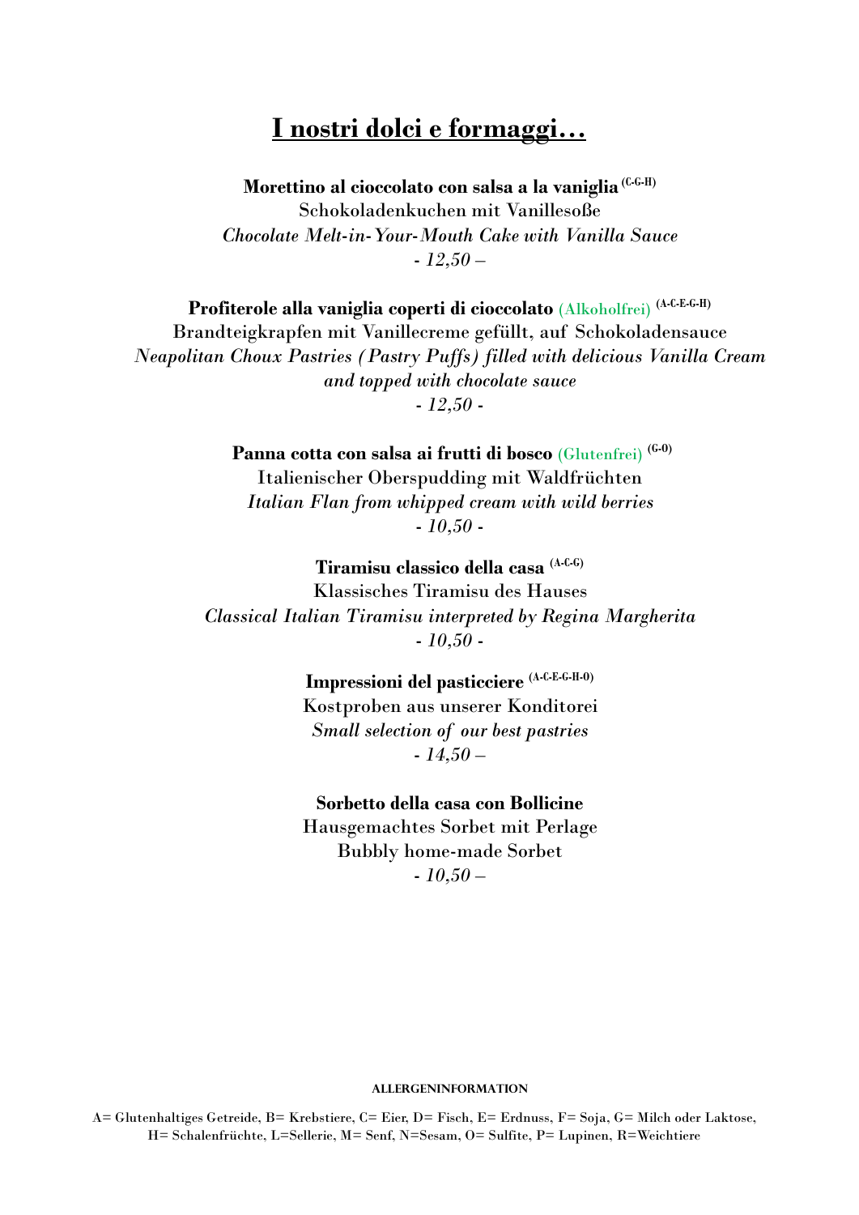# I nostri dolci e formaggi…

**Morettino al cioccolato con salsa a la vaniglia** (C-G-H)
Schokoladenkuchen mit Vanillesoße
*Chocolate Melt-in-Your-Mouth Cake with Vanilla Sauce*
*- 12,50 –*

**Profiterole alla vaniglia coperti di cioccolato** (Alkoholfrei) (A-C-E-G-H)
Brandteigkrapfen mit Vanillecreme gefüllt, auf Schokoladensauce
*Neapolitan Choux Pastries (Pastry Puffs) filled with delicious Vanilla Cream and topped with chocolate sauce*
*- 12,50 -*

**Panna cotta con salsa ai frutti di bosco** (Glutenfrei) (G-O)
Italienischer Oberspudding mit Waldfrüchten
*Italian Flan from whipped cream with wild berries*
*- 10,50 -*

**Tiramisu classico della casa** (A-C-G)
Klassisches Tiramisu des Hauses
*Classical Italian Tiramisu interpreted by Regina Margherita*
*- 10,50 -*

**Impressioni del pasticciere** (A-C-E-G-H-O)
Kostproben aus unserer Konditorei
*Small selection of our best pastries*
*- 14,50 –*

**Sorbetto della casa con Bollicine**
Hausgemachtes Sorbet mit Perlage
Bubbly home-made Sorbet
*- 10,50 –*

**ALLERGENINFORMATION**

A= Glutenhaltiges Getreide, B= Krebstiere, C= Eier, D= Fisch, E= Erdnuss, F= Soja, G= Milch oder Laktose, H= Schalenfrüchte, L=Sellerie, M= Senf, N=Sesam, O= Sulfite, P= Lupinen, R=Weichtiere